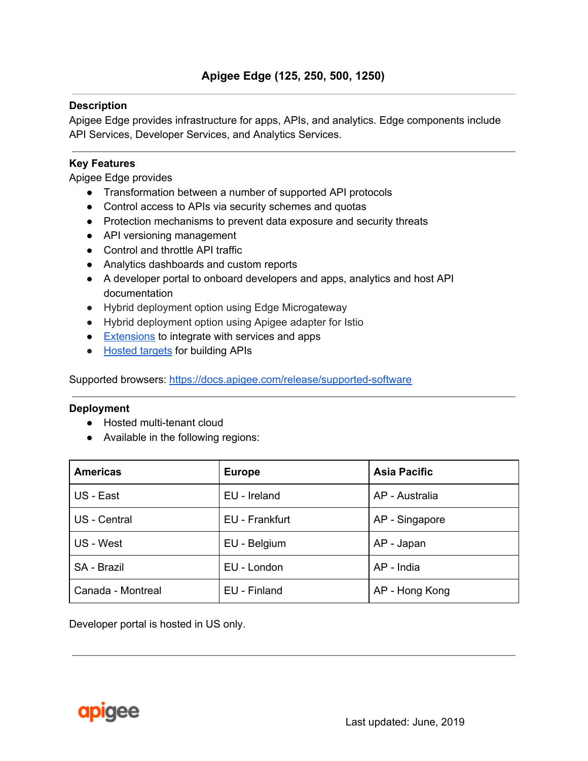# Apigee Edge (125, 250, 500, 1250)

## Description

Apigee Edge provides infrastructure for apps, APIs, and analytics. Edge components include API Services, Developer Services, and Analytics Services.

## Key Features

Apigee Edge provides

- Transformation between a number of supported API protocols
- Control access to APIs via security schemes and quotas
- Protection mechanisms to prevent data exposure and security threats
- API versioning management
- Control and throttle API traffic
- Analytics dashboards and custom reports
- A developer portal to onboard developers and apps, analytics and host API documentation
- Hybrid deployment option using Edge Microgateway
- Hybrid deployment option using Apigee adapter for Istio
- Extensions to integrate with services and apps
- Hosted targets for building APIs

Supported browsers: https://docs.apigee.com/release/supported-software

## Deployment

- Hosted multi-tenant cloud
- Available in the following regions:

| Americas | Europe | Asia Pacific |
| --- | --- | --- |
| US - East | EU - Ireland | AP - Australia |
| US - Central | EU - Frankfurt | AP - Singapore |
| US - West | EU - Belgium | AP - Japan |
| SA - Brazil | EU - London | AP - India |
| Canada - Montreal | EU - Finland | AP - Hong Kong |

Developer portal is hosted in US only.

Last updated: June, 2019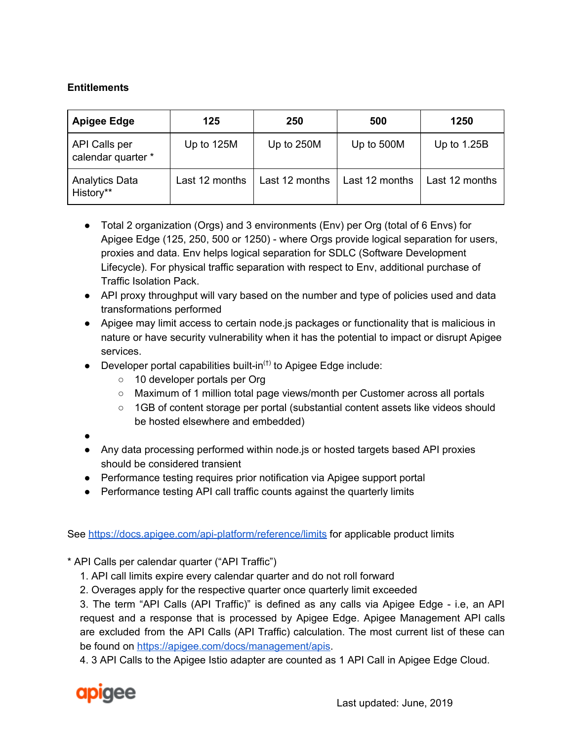**Entitlements**

| Apigee Edge | 125 | 250 | 500 | 1250 |
|---|---|---|---|---|
| API Calls per calendar quarter * | Up to 125M | Up to 250M | Up to 500M | Up to 1.25B |
| Analytics Data History** | Last 12 months | Last 12 months | Last 12 months | Last 12 months |

- Total 2 organization (Orgs) and 3 environments (Env) per Org (total of 6 Envs) for Apigee Edge (125, 250, 500 or 1250) - where Orgs provide logical separation for users, proxies and data. Env helps logical separation for SDLC (Software Development Lifecycle). For physical traffic separation with respect to Env, additional purchase of Traffic Isolation Pack.
- API proxy throughput will vary based on the number and type of policies used and data transformations performed
- Apigee may limit access to certain node.js packages or functionality that is malicious in nature or have security vulnerability when it has the potential to impact or disrupt Apigee services.
- Developer portal capabilities built-in[†] to Apigee Edge include:
    - 10 developer portals per Org
    - Maximum of 1 million total page views/month per Customer across all portals
    - 1GB of content storage per portal (substantial content assets like videos should be hosted elsewhere and embedded)
- 
- Any data processing performed within node.js or hosted targets based API proxies should be considered transient
- Performance testing requires prior notification via Apigee support portal
- Performance testing API call traffic counts against the quarterly limits

See https://docs.apigee.com/api-platform/reference/limits for applicable product limits

* API Calls per calendar quarter ("API Traffic")

1. API call limits expire every calendar quarter and do not roll forward
2. Overages apply for the respective quarter once quarterly limit exceeded
3. The term "API Calls (API Traffic)" is defined as any calls via Apigee Edge - i.e, an API request and a response that is processed by Apigee Edge. Apigee Management API calls are excluded from the API Calls (API Traffic) calculation. The most current list of these can be found on https://apigee.com/docs/management/apis.
4. 3 API Calls to the Apigee Istio adapter are counted as 1 API Call in Apigee Edge Cloud.

Last updated: June, 2019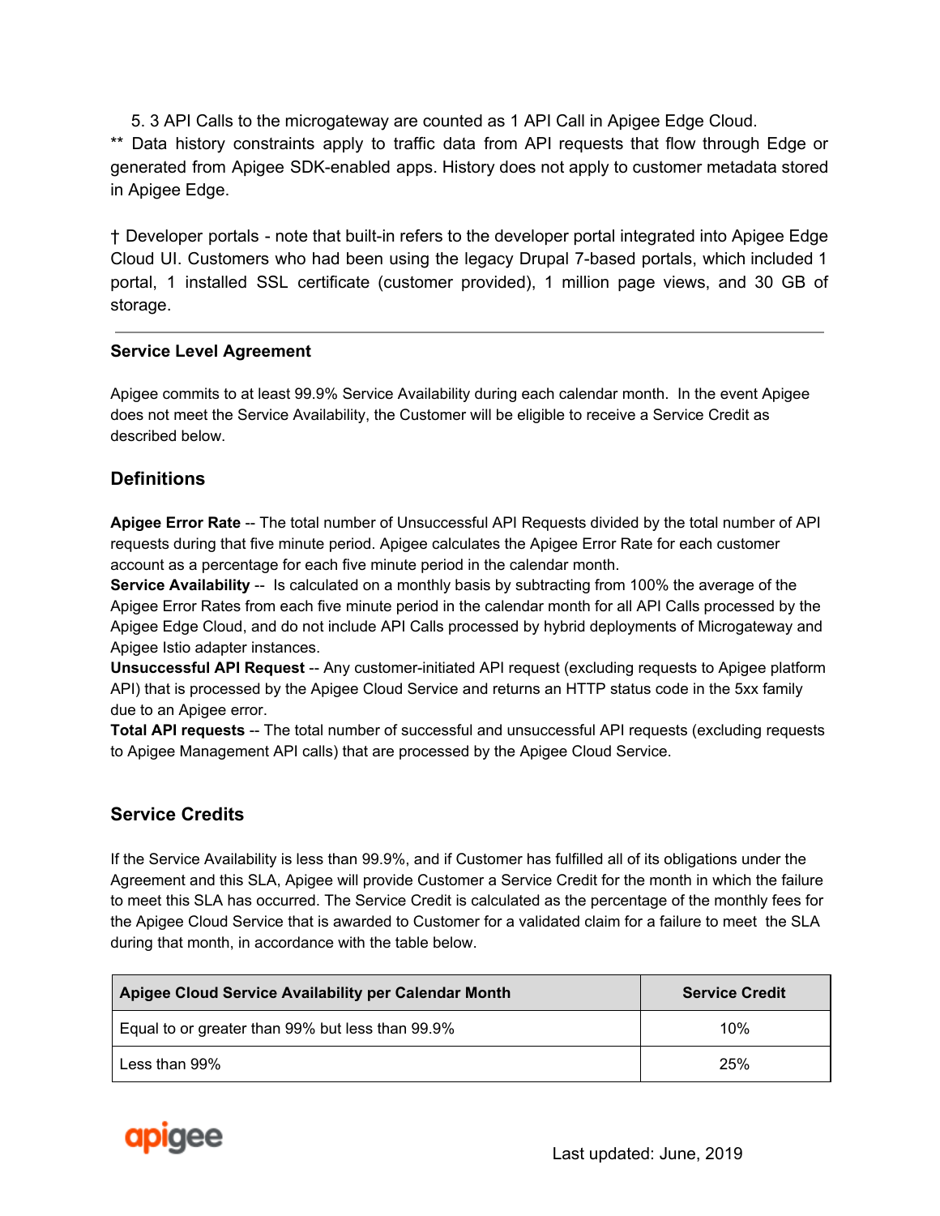5. 3 API Calls to the microgateway are counted as 1 API Call in Apigee Edge Cloud.

** Data history constraints apply to traffic data from API requests that flow through Edge or generated from Apigee SDK-enabled apps. History does not apply to customer metadata stored in Apigee Edge.

† Developer portals - note that built-in refers to the developer portal integrated into Apigee Edge Cloud UI. Customers who had been using the legacy Drupal 7-based portals, which included 1 portal, 1 installed SSL certificate (customer provided), 1 million page views, and 30 GB of storage.

---

**Service Level Agreement**

Apigee commits to at least 99.9% Service Availability during each calendar month. In the event Apigee does not meet the Service Availability, the Customer will be eligible to receive a Service Credit as described below.

## Definitions

**Apigee Error Rate** -- The total number of Unsuccessful API Requests divided by the total number of API requests during that five minute period. Apigee calculates the Apigee Error Rate for each customer account as a percentage for each five minute period in the calendar month.

**Service Availability** -- Is calculated on a monthly basis by subtracting from 100% the average of the Apigee Error Rates from each five minute period in the calendar month for all API Calls processed by the Apigee Edge Cloud, and do not include API Calls processed by hybrid deployments of Microgateway and Apigee Istio adapter instances.

**Unsuccessful API Request** -- Any customer-initiated API request (excluding requests to Apigee platform API) that is processed by the Apigee Cloud Service and returns an HTTP status code in the 5xx family due to an Apigee error.

**Total API requests** -- The total number of successful and unsuccessful API requests (excluding requests to Apigee Management API calls) that are processed by the Apigee Cloud Service.

## Service Credits

If the Service Availability is less than 99.9%, and if Customer has fulfilled all of its obligations under the Agreement and this SLA, Apigee will provide Customer a Service Credit for the month in which the failure to meet this SLA has occurred. The Service Credit is calculated as the percentage of the monthly fees for the Apigee Cloud Service that is awarded to Customer for a validated claim for a failure to meet the SLA during that month, in accordance with the table below.

| Apigee Cloud Service Availability per Calendar Month | Service Credit |
|---|---|
| Equal to or greater than 99% but less than 99.9% | 10% |
| Less than 99% | 25% |

Last updated: June, 2019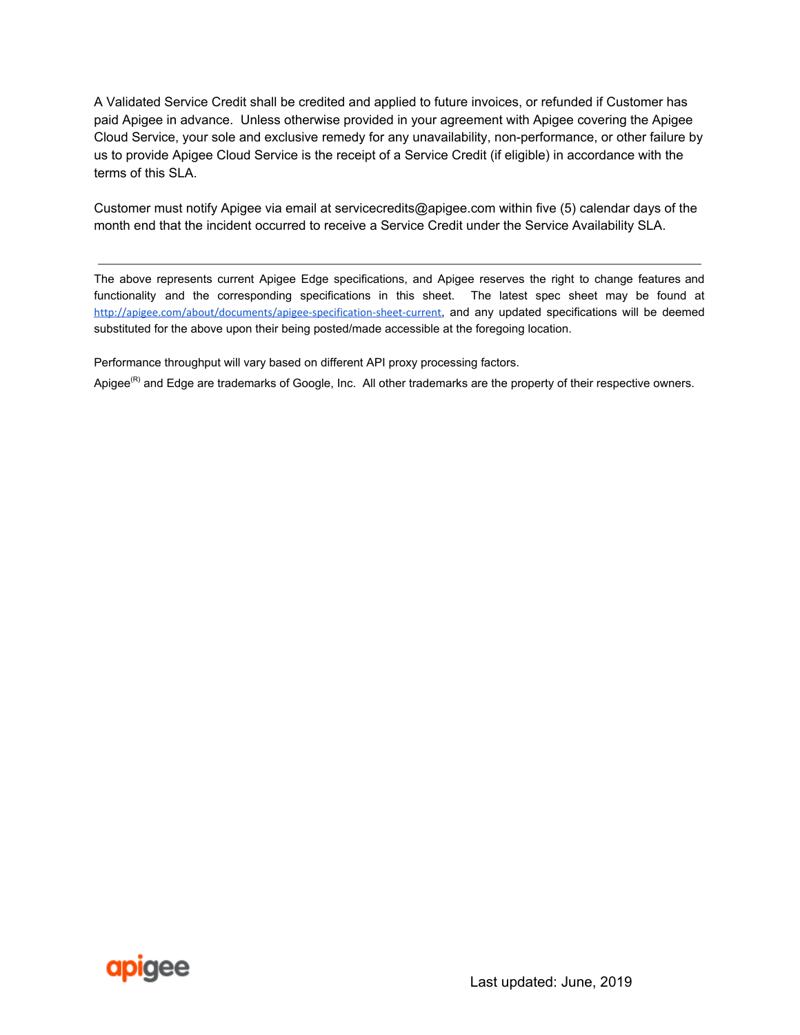A Validated Service Credit shall be credited and applied to future invoices, or refunded if Customer has paid Apigee in advance. Unless otherwise provided in your agreement with Apigee covering the Apigee Cloud Service, your sole and exclusive remedy for any unavailability, non-performance, or other failure by us to provide Apigee Cloud Service is the receipt of a Service Credit (if eligible) in accordance with the terms of this SLA.

Customer must notify Apigee via email at servicecredits@apigee.com within five (5) calendar days of the month end that the incident occurred to receive a Service Credit under the Service Availability SLA.

---

The above represents current Apigee Edge specifications, and Apigee reserves the right to change features and functionality and the corresponding specifications in this sheet. The latest spec sheet may be found at http://apigee.com/about/documents/apigee-specification-sheet-current, and any updated specifications will be deemed substituted for the above upon their being posted/made accessible at the foregoing location.

Performance throughput will vary based on different API proxy processing factors.

Apigee(R) and Edge are trademarks of Google, Inc. All other trademarks are the property of their respective owners.

apigee

Last updated: June, 2019